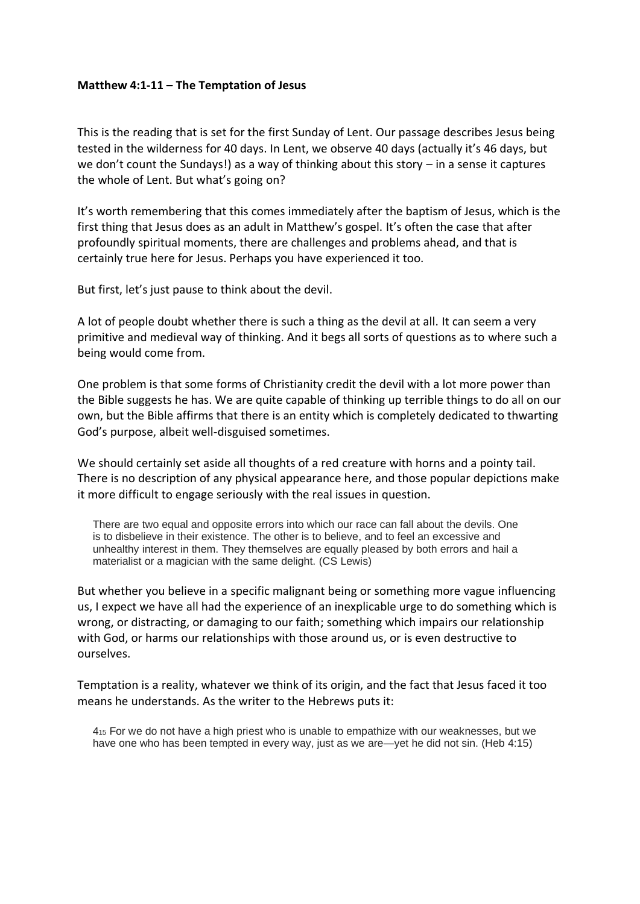**Matthew 4:1-11 – The Temptation of Jesus**

This is the reading that is set for the first Sunday of Lent. Our passage describes Jesus being tested in the wilderness for 40 days. In Lent, we observe 40 days (actually it's 46 days, but we don't count the Sundays!) as a way of thinking about this story – in a sense it captures the whole of Lent. But what's going on?

It's worth remembering that this comes immediately after the baptism of Jesus, which is the first thing that Jesus does as an adult in Matthew's gospel. It's often the case that after profoundly spiritual moments, there are challenges and problems ahead, and that is certainly true here for Jesus. Perhaps you have experienced it too.

But first, let's just pause to think about the devil.

A lot of people doubt whether there is such a thing as the devil at all. It can seem a very primitive and medieval way of thinking. And it begs all sorts of questions as to where such a being would come from.

One problem is that some forms of Christianity credit the devil with a lot more power than the Bible suggests he has. We are quite capable of thinking up terrible things to do all on our own, but the Bible affirms that there is an entity which is completely dedicated to thwarting God's purpose, albeit well-disguised sometimes.

We should certainly set aside all thoughts of a red creature with horns and a pointy tail. There is no description of any physical appearance here, and those popular depictions make it more difficult to engage seriously with the real issues in question.

> There are two equal and opposite errors into which our race can fall about the devils. One is to disbelieve in their existence. The other is to believe, and to feel an excessive and unhealthy interest in them. They themselves are equally pleased by both errors and hail a materialist or a magician with the same delight. (CS Lewis)

But whether you believe in a specific malignant being or something more vague influencing us, I expect we have all had the experience of an inexplicable urge to do something which is wrong, or distracting, or damaging to our faith; something which impairs our relationship with God, or harms our relationships with those around us, or is even destructive to ourselves.

Temptation is a reality, whatever we think of its origin, and the fact that Jesus faced it too means he understands. As the writer to the Hebrews puts it:

> 4[15] For we do not have a high priest who is unable to empathize with our weaknesses, but we have one who has been tempted in every way, just as we are—yet he did not sin. (Heb 4:15)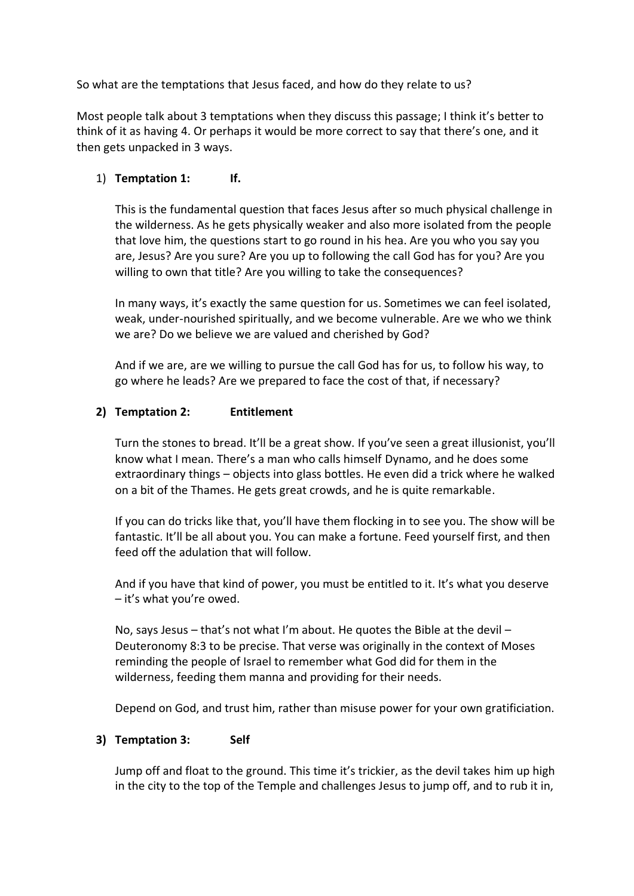So what are the temptations that Jesus faced, and how do they relate to us?

Most people talk about 3 temptations when they discuss this passage; I think it's better to think of it as having 4. Or perhaps it would be more correct to say that there's one, and it then gets unpacked in 3 ways.

1) **Temptation 1: If.**

   This is the fundamental question that faces Jesus after so much physical challenge in the wilderness. As he gets physically weaker and also more isolated from the people that love him, the questions start to go round in his hea. Are you who you say you are, Jesus? Are you sure? Are you up to following the call God has for you? Are you willing to own that title? Are you willing to take the consequences?

   In many ways, it's exactly the same question for us. Sometimes we can feel isolated, weak, under-nourished spiritually, and we become vulnerable. Are we who we think we are? Do we believe we are valued and cherished by God?

   And if we are, are we willing to pursue the call God has for us, to follow his way, to go where he leads? Are we prepared to face the cost of that, if necessary?

2) **Temptation 2: Entitlement**

   Turn the stones to bread. It'll be a great show. If you've seen a great illusionist, you'll know what I mean. There's a man who calls himself Dynamo, and he does some extraordinary things – objects into glass bottles. He even did a trick where he walked on a bit of the Thames. He gets great crowds, and he is quite remarkable.

   If you can do tricks like that, you'll have them flocking in to see you. The show will be fantastic. It'll be all about you. You can make a fortune. Feed yourself first, and then feed off the adulation that will follow.

   And if you have that kind of power, you must be entitled to it. It's what you deserve – it's what you're owed.

   No, says Jesus – that's not what I'm about. He quotes the Bible at the devil – Deuteronomy 8:3 to be precise. That verse was originally in the context of Moses reminding the people of Israel to remember what God did for them in the wilderness, feeding them manna and providing for their needs.

   Depend on God, and trust him, rather than misuse power for your own gratificiation.

3) **Temptation 3: Self**

   Jump off and float to the ground. This time it's trickier, as the devil takes him up high in the city to the top of the Temple and challenges Jesus to jump off, and to rub it in,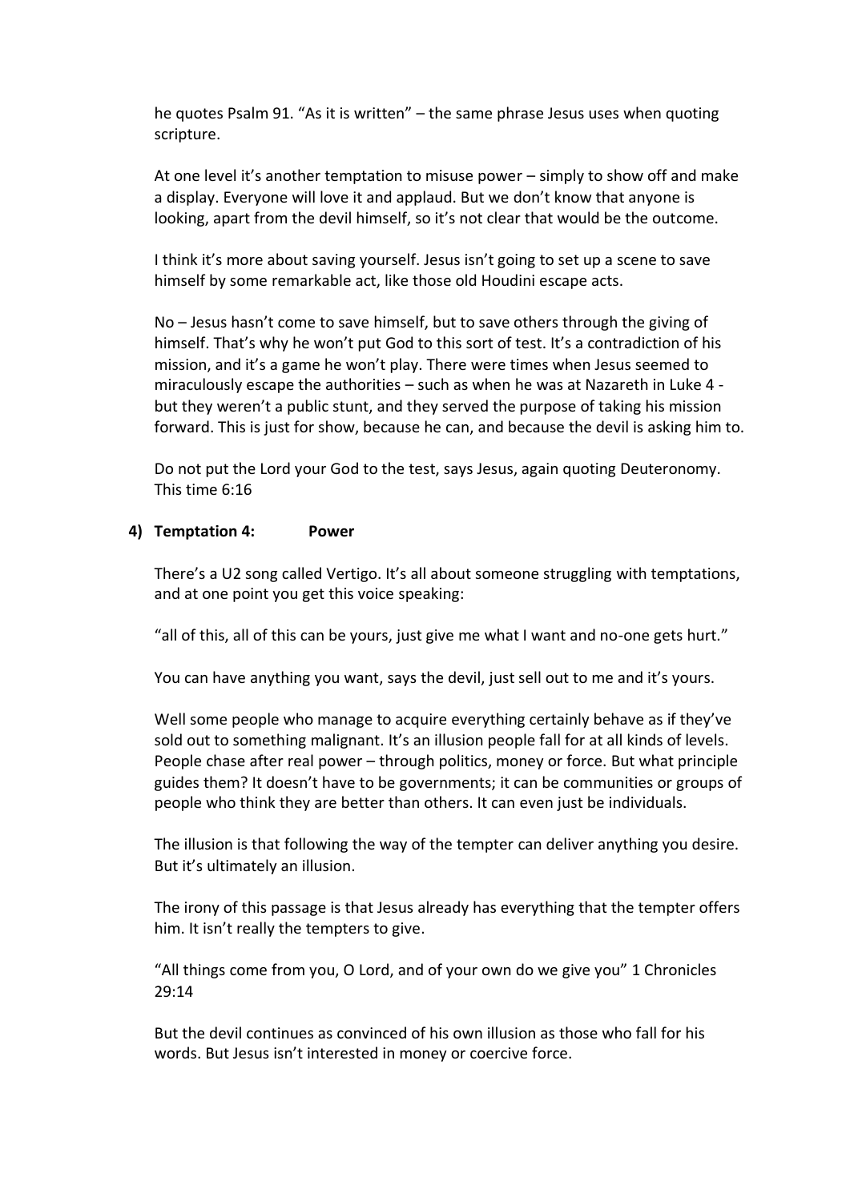he quotes Psalm 91. "As it is written" – the same phrase Jesus uses when quoting scripture.

At one level it's another temptation to misuse power – simply to show off and make a display. Everyone will love it and applaud. But we don't know that anyone is looking, apart from the devil himself, so it's not clear that would be the outcome.

I think it's more about saving yourself. Jesus isn't going to set up a scene to save himself by some remarkable act, like those old Houdini escape acts.

No – Jesus hasn't come to save himself, but to save others through the giving of himself. That's why he won't put God to this sort of test. It's a contradiction of his mission, and it's a game he won't play. There were times when Jesus seemed to miraculously escape the authorities – such as when he was at Nazareth in Luke 4 - but they weren't a public stunt, and they served the purpose of taking his mission forward. This is just for show, because he can, and because the devil is asking him to.

Do not put the Lord your God to the test, says Jesus, again quoting Deuteronomy. This time 6:16

4) **Temptation 4: Power**

There's a U2 song called Vertigo. It's all about someone struggling with temptations, and at one point you get this voice speaking:

"all of this, all of this can be yours, just give me what I want and no-one gets hurt."

You can have anything you want, says the devil, just sell out to me and it's yours.

Well some people who manage to acquire everything certainly behave as if they've sold out to something malignant. It's an illusion people fall for at all kinds of levels. People chase after real power – through politics, money or force. But what principle guides them? It doesn't have to be governments; it can be communities or groups of people who think they are better than others. It can even just be individuals.

The illusion is that following the way of the tempter can deliver anything you desire. But it's ultimately an illusion.

The irony of this passage is that Jesus already has everything that the tempter offers him. It isn't really the tempters to give.

"All things come from you, O Lord, and of your own do we give you" 1 Chronicles 29:14

But the devil continues as convinced of his own illusion as those who fall for his words. But Jesus isn't interested in money or coercive force.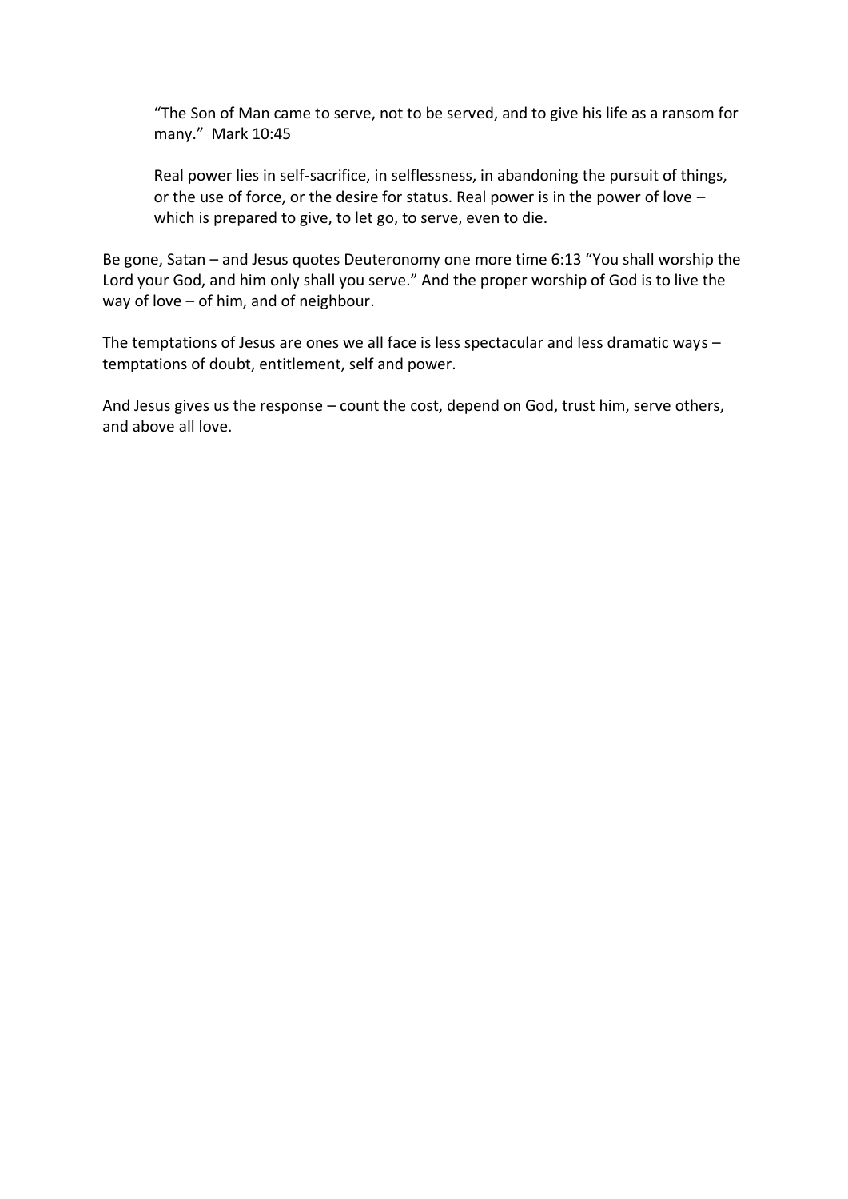> "The Son of Man came to serve, not to be served, and to give his life as a ransom for many." Mark 10:45
>
> Real power lies in self-sacrifice, in selflessness, in abandoning the pursuit of things, or the use of force, or the desire for status. Real power is in the power of love – which is prepared to give, to let go, to serve, even to die.

Be gone, Satan – and Jesus quotes Deuteronomy one more time 6:13 "You shall worship the Lord your God, and him only shall you serve." And the proper worship of God is to live the way of love – of him, and of neighbour.

The temptations of Jesus are ones we all face is less spectacular and less dramatic ways – temptations of doubt, entitlement, self and power.

And Jesus gives us the response – count the cost, depend on God, trust him, serve others, and above all love.